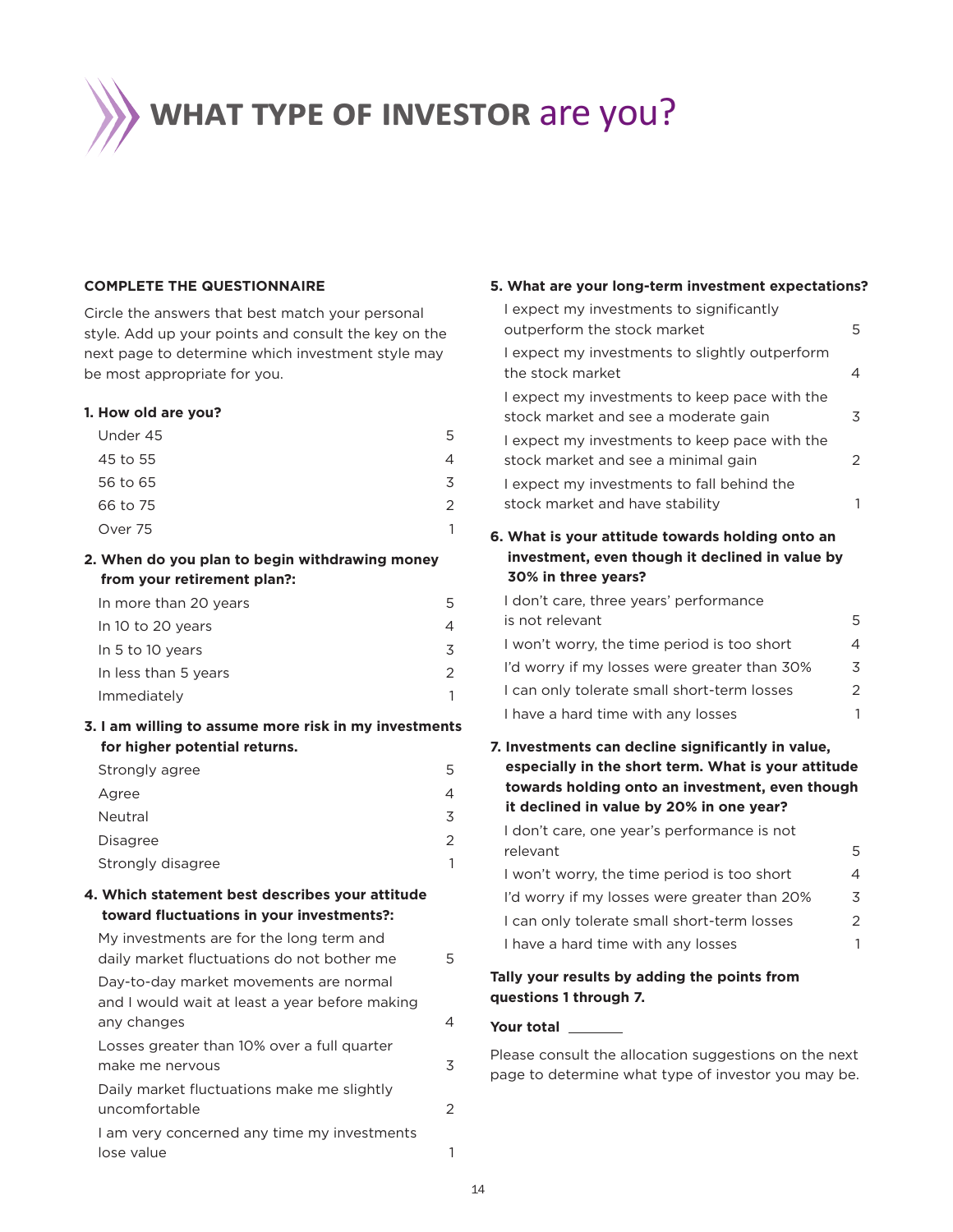# WHAT TYPE OF INVESTOR are you?

**COMPLETE THE QUESTIONNAIRE**

Circle the answers that best match your personal style. Add up your points and consult the key on the next page to determine which investment style may be most appropriate for you.

**1. How old are you?**

| | |
|---|---|
| Under 45 | 5 |
| 45 to 55 | 4 |
| 56 to 65 | 3 |
| 66 to 75 | 2 |
| Over 75 | 1 |

**2. When do you plan to begin withdrawing money from your retirement plan?:**

| | |
|---|---|
| In more than 20 years | 5 |
| In 10 to 20 years | 4 |
| In 5 to 10 years | 3 |
| In less than 5 years | 2 |
| Immediately | 1 |

**3. I am willing to assume more risk in my investments for higher potential returns.**

| | |
|---|---|
| Strongly agree | 5 |
| Agree | 4 |
| Neutral | 3 |
| Disagree | 2 |
| Strongly disagree | 1 |

**4. Which statement best describes your attitude toward fluctuations in your investments?:**

| | |
|---|---|
| My investments are for the long term and daily market fluctuations do not bother me | 5 |
| Day-to-day market movements are normal and I would wait at least a year before making any changes | 4 |
| Losses greater than 10% over a full quarter make me nervous | 3 |
| Daily market fluctuations make me slightly uncomfortable | 2 |
| I am very concerned any time my investments lose value | 1 |

**5. What are your long-term investment expectations?**

| | |
|---|---|
| I expect my investments to significantly outperform the stock market | 5 |
| I expect my investments to slightly outperform the stock market | 4 |
| I expect my investments to keep pace with the stock market and see a moderate gain | 3 |
| I expect my investments to keep pace with the stock market and see a minimal gain | 2 |
| I expect my investments to fall behind the stock market and have stability | 1 |

**6. What is your attitude towards holding onto an investment, even though it declined in value by 30% in three years?**

| | |
|---|---|
| I don't care, three years' performance is not relevant | 5 |
| I won't worry, the time period is too short | 4 |
| I'd worry if my losses were greater than 30% | 3 |
| I can only tolerate small short-term losses | 2 |
| I have a hard time with any losses | 1 |

**7. Investments can decline significantly in value, especially in the short term. What is your attitude towards holding onto an investment, even though it declined in value by 20% in one year?**

| | |
|---|---|
| I don't care, one year's performance is not relevant | 5 |
| I won't worry, the time period is too short | 4 |
| I'd worry if my losses were greater than 20% | 3 |
| I can only tolerate small short-term losses | 2 |
| I have a hard time with any losses | 1 |

**Tally your results by adding the points from questions 1 through 7.**

**Your total** _______

Please consult the allocation suggestions on the next page to determine what type of investor you may be.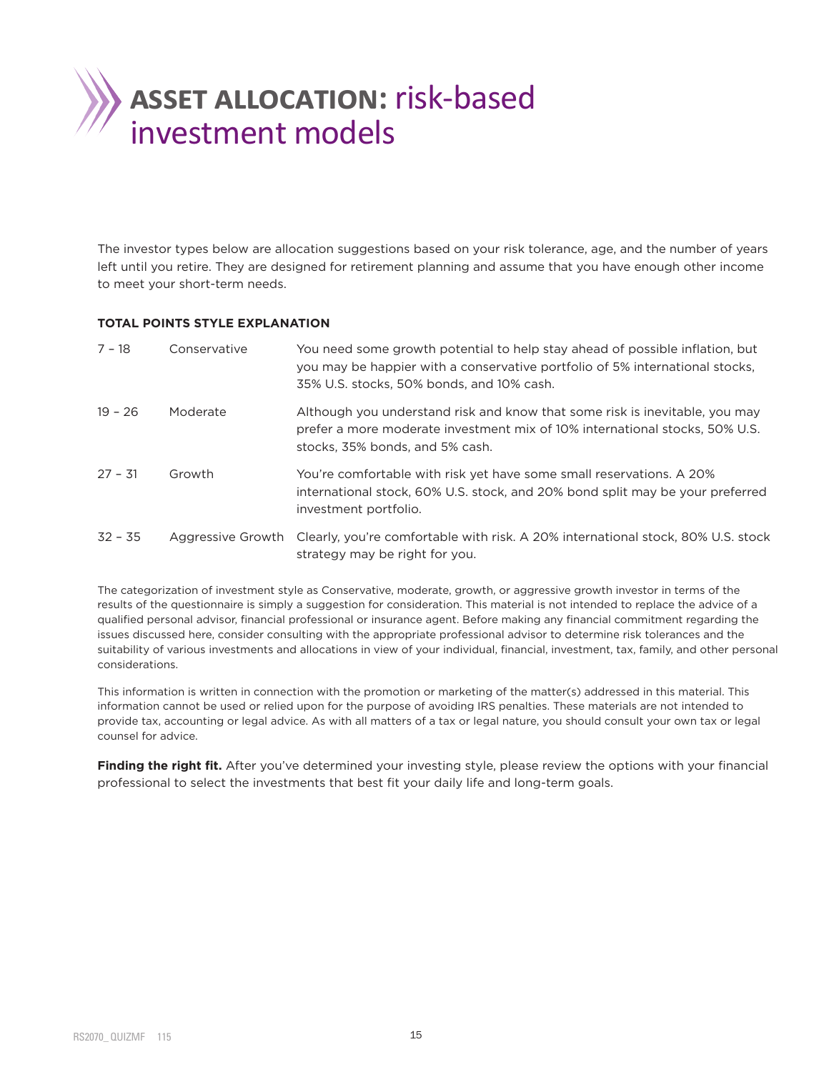# ASSET ALLOCATION: risk-based investment models

The investor types below are allocation suggestions based on your risk tolerance, age, and the number of years left until you retire. They are designed for retirement planning and assume that you have enough other income to meet your short-term needs.

| TOTAL POINTS | STYLE | EXPLANATION |
|---|---|---|
| 7 – 18 | Conservative | You need some growth potential to help stay ahead of possible inflation, but you may be happier with a conservative portfolio of 5% international stocks, 35% U.S. stocks, 50% bonds, and 10% cash. |
| 19 – 26 | Moderate | Although you understand risk and know that some risk is inevitable, you may prefer a more moderate investment mix of 10% international stocks, 50% U.S. stocks, 35% bonds, and 5% cash. |
| 27 – 31 | Growth | You're comfortable with risk yet have some small reservations. A 20% international stock, 60% U.S. stock, and 20% bond split may be your preferred investment portfolio. |
| 32 – 35 | Aggressive Growth | Clearly, you're comfortable with risk. A 20% international stock, 80% U.S. stock strategy may be right for you. |

The categorization of investment style as Conservative, moderate, growth, or aggressive growth investor in terms of the results of the questionnaire is simply a suggestion for consideration. This material is not intended to replace the advice of a qualified personal advisor, financial professional or insurance agent. Before making any financial commitment regarding the issues discussed here, consider consulting with the appropriate professional advisor to determine risk tolerances and the suitability of various investments and allocations in view of your individual, financial, investment, tax, family, and other personal considerations.

This information is written in connection with the promotion or marketing of the matter(s) addressed in this material. This information cannot be used or relied upon for the purpose of avoiding IRS penalties. These materials are not intended to provide tax, accounting or legal advice. As with all matters of a tax or legal nature, you should consult your own tax or legal counsel for advice.

**Finding the right fit.** After you've determined your investing style, please review the options with your financial professional to select the investments that best fit your daily life and long-term goals.